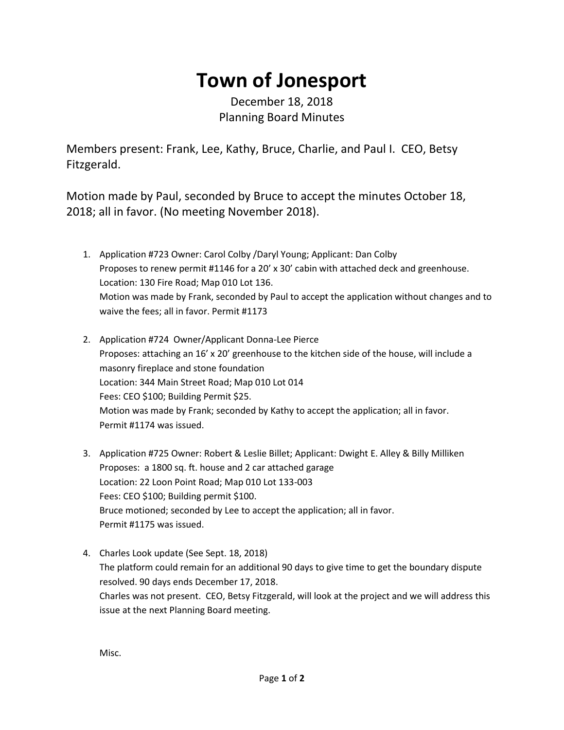# Town of Jonesport

December 18, 2018
Planning Board Minutes

Members present: Frank, Lee, Kathy, Bruce, Charlie, and Paul I.  CEO, Betsy Fitzgerald.

Motion made by Paul, seconded by Bruce to accept the minutes October 18, 2018; all in favor. (No meeting November 2018).

1. Application #723 Owner: Carol Colby /Daryl Young; Applicant: Dan Colby
   Proposes to renew permit #1146 for a 20' x 30' cabin with attached deck and greenhouse.
   Location: 130 Fire Road; Map 010 Lot 136.
   Motion was made by Frank, seconded by Paul to accept the application without changes and to waive the fees; all in favor. Permit #1173

2. Application #724  Owner/Applicant Donna-Lee Pierce
   Proposes: attaching an 16' x 20' greenhouse to the kitchen side of the house, will include a masonry fireplace and stone foundation
   Location: 344 Main Street Road; Map 010 Lot 014
   Fees: CEO $100; Building Permit $25.
   Motion was made by Frank; seconded by Kathy to accept the application; all in favor.
   Permit #1174 was issued.

3. Application #725 Owner: Robert & Leslie Billet; Applicant: Dwight E. Alley & Billy Milliken
   Proposes:  a 1800 sq. ft. house and 2 car attached garage
   Location: 22 Loon Point Road; Map 010 Lot 133-003
   Fees: CEO $100; Building permit $100.
   Bruce motioned; seconded by Lee to accept the application; all in favor.
   Permit #1175 was issued.

4. Charles Look update (See Sept. 18, 2018)
   The platform could remain for an additional 90 days to give time to get the boundary dispute resolved. 90 days ends December 17, 2018.
   Charles was not present.  CEO, Betsy Fitzgerald, will look at the project and we will address this issue at the next Planning Board meeting.

Misc.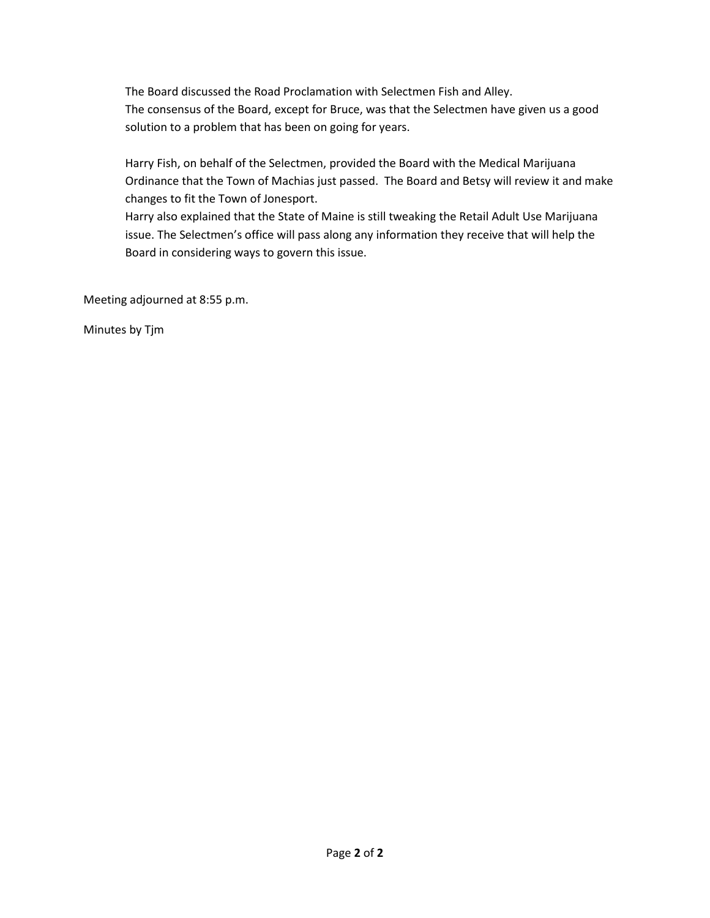The Board discussed the Road Proclamation with Selectmen Fish and Alley.
The consensus of the Board, except for Bruce, was that the Selectmen have given us a good solution to a problem that has been on going for years.

Harry Fish, on behalf of the Selectmen, provided the Board with the Medical Marijuana Ordinance that the Town of Machias just passed. The Board and Betsy will review it and make changes to fit the Town of Jonesport.
Harry also explained that the State of Maine is still tweaking the Retail Adult Use Marijuana issue. The Selectmen's office will pass along any information they receive that will help the Board in considering ways to govern this issue.

Meeting adjourned at 8:55 p.m.

Minutes by Tjm